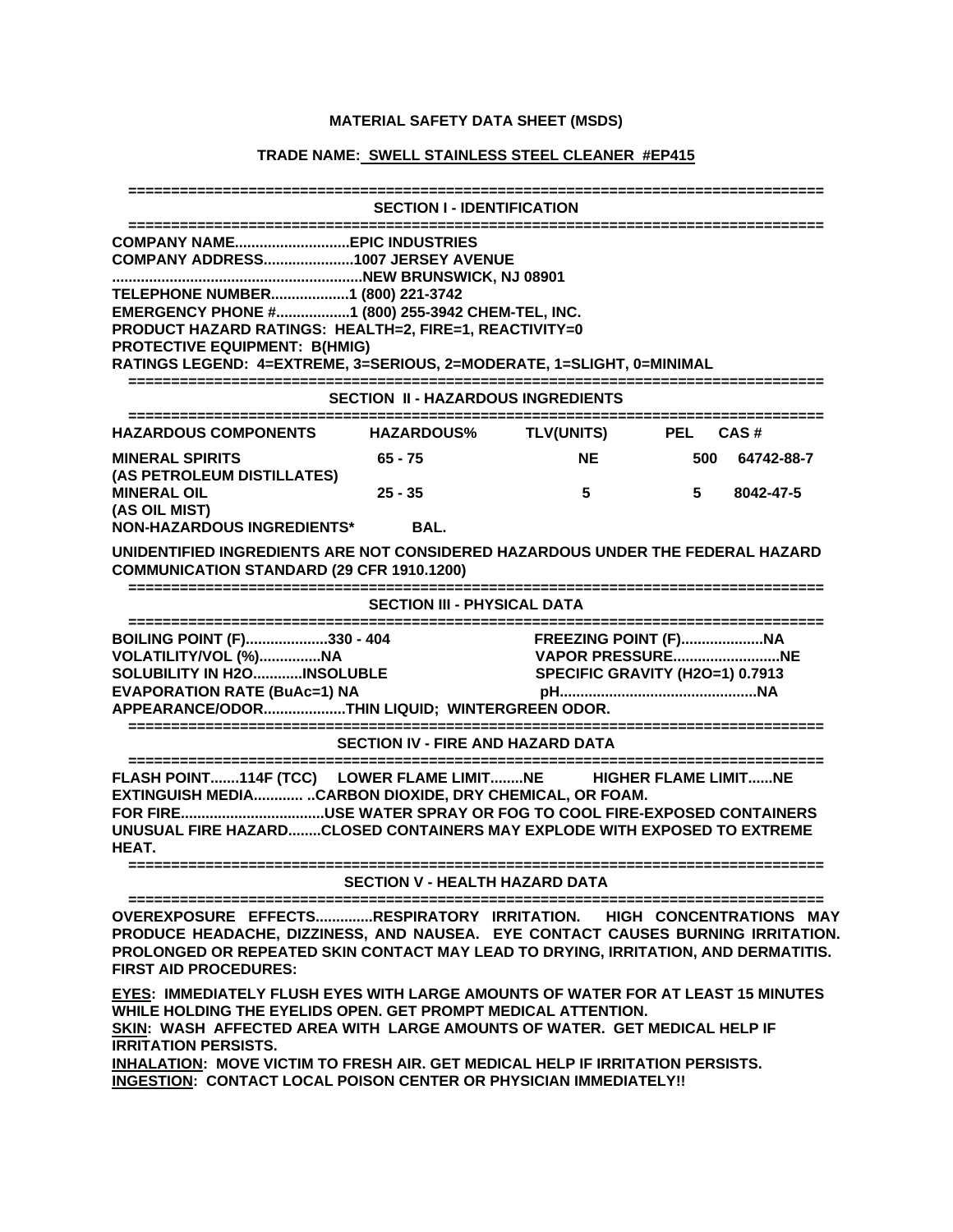# MATERIAL SAFETY DATA SHEET (MSDS)

## TRADE NAME: SWELL STAINLESS STEEL CLEANER #EP415

## SECTION I - IDENTIFICATION

**COMPANY NAME...........................EPIC INDUSTRIES**
**COMPANY ADDRESS......................1007 JERSEY AVENUE**
**............................................................NEW BRUNSWICK, NJ 08901**
**TELEPHONE NUMBER...................1 (800) 221-3742**
**EMERGENCY PHONE #..................1 (800) 255-3942 CHEM-TEL, INC.**
**PRODUCT HAZARD RATINGS: HEALTH=2, FIRE=1, REACTIVITY=0**
**PROTECTIVE EQUIPMENT: B(HMIG)**
**RATINGS LEGEND: 4=EXTREME, 3=SERIOUS, 2=MODERATE, 1=SLIGHT, 0=MINIMAL**

## SECTION II - HAZARDOUS INGREDIENTS

| HAZARDOUS COMPONENTS | HAZARDOUS% | TLV(UNITS) | PEL | CAS # |
|---|---|---|---|---|
| MINERAL SPIRITS (AS PETROLEUM DISTILLATES) | 65 - 75 | NE | 500 | 64742-88-7 |
| MINERAL OIL (AS OIL MIST) | 25 - 35 | 5 | 5 | 8042-47-5 |
| NON-HAZARDOUS INGREDIENTS* | BAL. | | | |

**UNIDENTIFIED INGREDIENTS ARE NOT CONSIDERED HAZARDOUS UNDER THE FEDERAL HAZARD COMMUNICATION STANDARD (29 CFR 1910.1200)**

## SECTION III - PHYSICAL DATA

**BOILING POINT (F)....................330 - 404**
**FREEZING POINT (F)....................NA**
**VOLATILITY/VOL (%)...............NA**
**VAPOR PRESSURE..........................NE**
**SOLUBILITY IN H2O............INSOLUBLE**
**SPECIFIC GRAVITY (H2O=1) 0.7913**
**EVAPORATION RATE (BuAc=1) NA**
**pH................................................NA**
**APPEARANCE/ODOR....................THIN LIQUID; WINTERGREEN ODOR.**

## SECTION IV - FIRE AND HAZARD DATA

**FLASH POINT.......114F (TCC) LOWER FLAME LIMIT........NE HIGHER FLAME LIMIT......NE**
**EXTINGUISH MEDIA............ ..CARBON DIOXIDE, DRY CHEMICAL, OR FOAM.**
**FOR FIRE...................................USE WATER SPRAY OR FOG TO COOL FIRE-EXPOSED CONTAINERS**
**UNUSUAL FIRE HAZARD........CLOSED CONTAINERS MAY EXPLODE WITH EXPOSED TO EXTREME HEAT.**

## SECTION V - HEALTH HAZARD DATA

**OVEREXPOSURE EFFECTS.............RESPIRATORY IRRITATION. HIGH CONCENTRATIONS MAY PRODUCE HEADACHE, DIZZINESS, AND NAUSEA. EYE CONTACT CAUSES BURNING IRRITATION. PROLONGED OR REPEATED SKIN CONTACT MAY LEAD TO DRYING, IRRITATION, AND DERMATITIS.**
**FIRST AID PROCEDURES:**

**EYES: IMMEDIATELY FLUSH EYES WITH LARGE AMOUNTS OF WATER FOR AT LEAST 15 MINUTES WHILE HOLDING THE EYELIDS OPEN. GET PROMPT MEDICAL ATTENTION.**
**SKIN: WASH AFFECTED AREA WITH LARGE AMOUNTS OF WATER. GET MEDICAL HELP IF IRRITATION PERSISTS.**
**INHALATION: MOVE VICTIM TO FRESH AIR. GET MEDICAL HELP IF IRRITATION PERSISTS.**
**INGESTION: CONTACT LOCAL POISON CENTER OR PHYSICIAN IMMEDIATELY!!**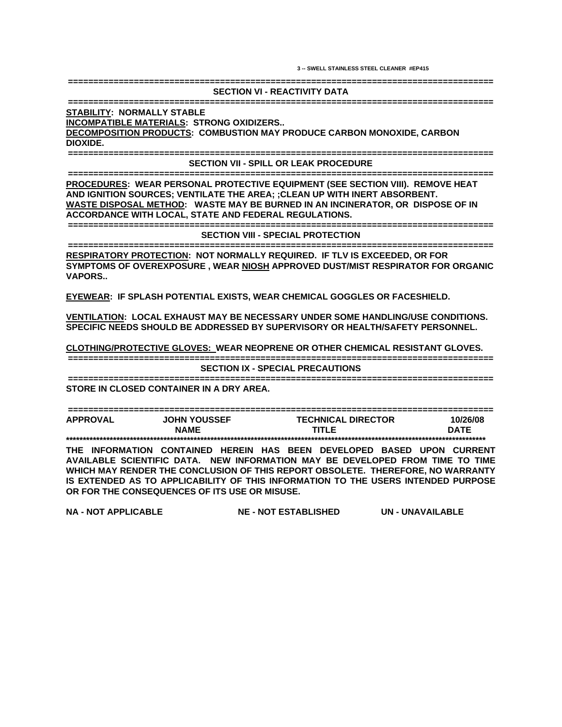## SECTION VI - REACTIVITY DATA

**STABILITY:** NORMALLY STABLE
**INCOMPATIBLE MATERIALS:** STRONG OXIDIZERS..
**DECOMPOSITION PRODUCTS:** COMBUSTION MAY PRODUCE CARBON MONOXIDE, CARBON DIOXIDE.

## SECTION VII - SPILL OR LEAK PROCEDURE

**PROCEDURES:** WEAR PERSONAL PROTECTIVE EQUIPMENT (SEE SECTION VIII). REMOVE HEAT AND IGNITION SOURCES; VENTILATE THE AREA; ;CLEAN UP WITH INERT ABSORBENT.
**WASTE DISPOSAL METHOD:** WASTE MAY BE BURNED IN AN INCINERATOR, OR DISPOSE OF IN ACCORDANCE WITH LOCAL, STATE AND FEDERAL REGULATIONS.

## SECTION VIII - SPECIAL PROTECTION

**RESPIRATORY PROTECTION:** NOT NORMALLY REQUIRED. IF TLV IS EXCEEDED, OR FOR SYMPTOMS OF OVEREXPOSURE , WEAR NIOSH APPROVED DUST/MIST RESPIRATOR FOR ORGANIC VAPORS..

**EYEWEAR:** IF SPLASH POTENTIAL EXISTS, WEAR CHEMICAL GOGGLES OR FACESHIELD.

**VENTILATION:** LOCAL EXHAUST MAY BE NECESSARY UNDER SOME HANDLING/USE CONDITIONS. SPECIFIC NEEDS SHOULD BE ADDRESSED BY SUPERVISORY OR HEALTH/SAFETY PERSONNEL.

**CLOTHING/PROTECTIVE GLOVES:** WEAR NEOPRENE OR OTHER CHEMICAL RESISTANT GLOVES.

## SECTION IX - SPECIAL PRECAUTIONS

STORE IN CLOSED CONTAINER IN A DRY AREA.

| | | | |
|---|---|---|---|
| APPROVAL | JOHN YOUSSEF | TECHNICAL DIRECTOR | 10/26/08 |
| | NAME | TITLE | DATE |

THE INFORMATION CONTAINED HEREIN HAS BEEN DEVELOPED BASED UPON CURRENT AVAILABLE SCIENTIFIC DATA. NEW INFORMATION MAY BE DEVELOPED FROM TIME TO TIME WHICH MAY RENDER THE CONCLUSION OF THIS REPORT OBSOLETE. THEREFORE, NO WARRANTY IS EXTENDED AS TO APPLICABILITY OF THIS INFORMATION TO THE USERS INTENDED PURPOSE OR FOR THE CONSEQUENCES OF ITS USE OR MISUSE.

NA - NOT APPLICABLE NE - NOT ESTABLISHED UN - UNAVAILABLE